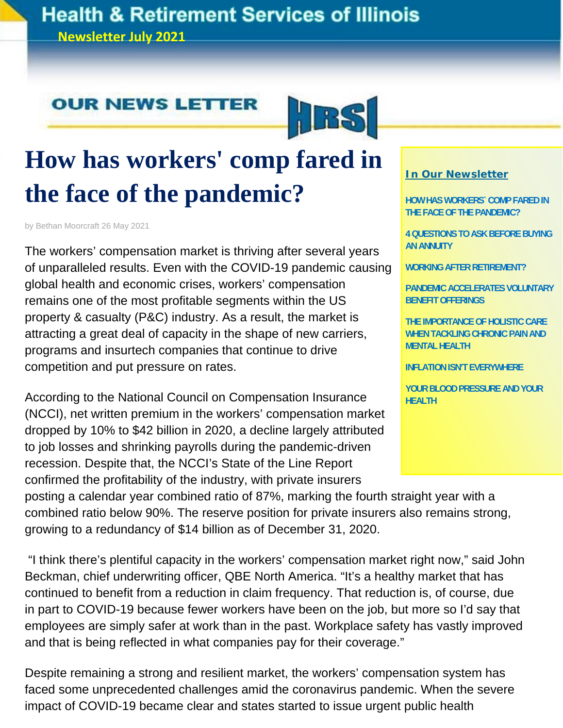# Health & Retirement Services of Illinois

**Newsletter July 2021**

OUR NEWS LETTER

HRSI

# How has workers' comp fared in the face of the pandemic?

by Bethan Moorcraft 26 May 2021

The workers' compensation market is thriving after several years of unparalleled results. Even with the COVID-19 pandemic causing global health and economic crises, workers' compensation remains one of the most profitable segments within the US property & casualty (P&C) industry. As a result, the market is attracting a great deal of capacity in the shape of new carriers, programs and insurtech companies that continue to drive competition and put pressure on rates.

According to the National Council on Compensation Insurance (NCCI), net written premium in the workers' compensation market dropped by 10% to $42 billion in 2020, a decline largely attributed to job losses and shrinking payrolls during the pandemic-driven recession. Despite that, the NCCI's State of the Line Report confirmed the profitability of the industry, with private insurers posting a calendar year combined ratio of 87%, marking the fourth straight year with a combined ratio below 90%. The reserve position for private insurers also remains strong, growing to a redundancy of $14 billion as of December 31, 2020.

"I think there's plentiful capacity in the workers' compensation market right now," said John Beckman, chief underwriting officer, QBE North America. "It's a healthy market that has continued to benefit from a reduction in claim frequency. That reduction is, of course, due in part to COVID-19 because fewer workers have been on the job, but more so I'd say that employees are simply safer at work than in the past. Workplace safety has vastly improved and that is being reflected in what companies pay for their coverage."

Despite remaining a strong and resilient market, the workers' compensation system has faced some unprecedented challenges amid the coronavirus pandemic. When the severe impact of COVID-19 became clear and states started to issue urgent public health

**In Our Newsletter**

- HOW HAS WORKERS` COMP FARED IN THE FACE OF THE PANDEMIC?
- 4 QUESTIONS TO ASK BEFORE BUYING AN ANNUITY
- WORKING AFTER RETIREMENT?
- PANDEMIC ACCELERATES VOLUNTARY BENEFIT OFFERINGS
- THE IMPORTANCE OF HOLISTIC CARE WHEN TACKLING CHRONIC PAIN AND MENTAL HEALTH
- INFLATION ISN'T EVERYWHERE
- YOUR BLOOD PRESSURE AND YOUR HEALTH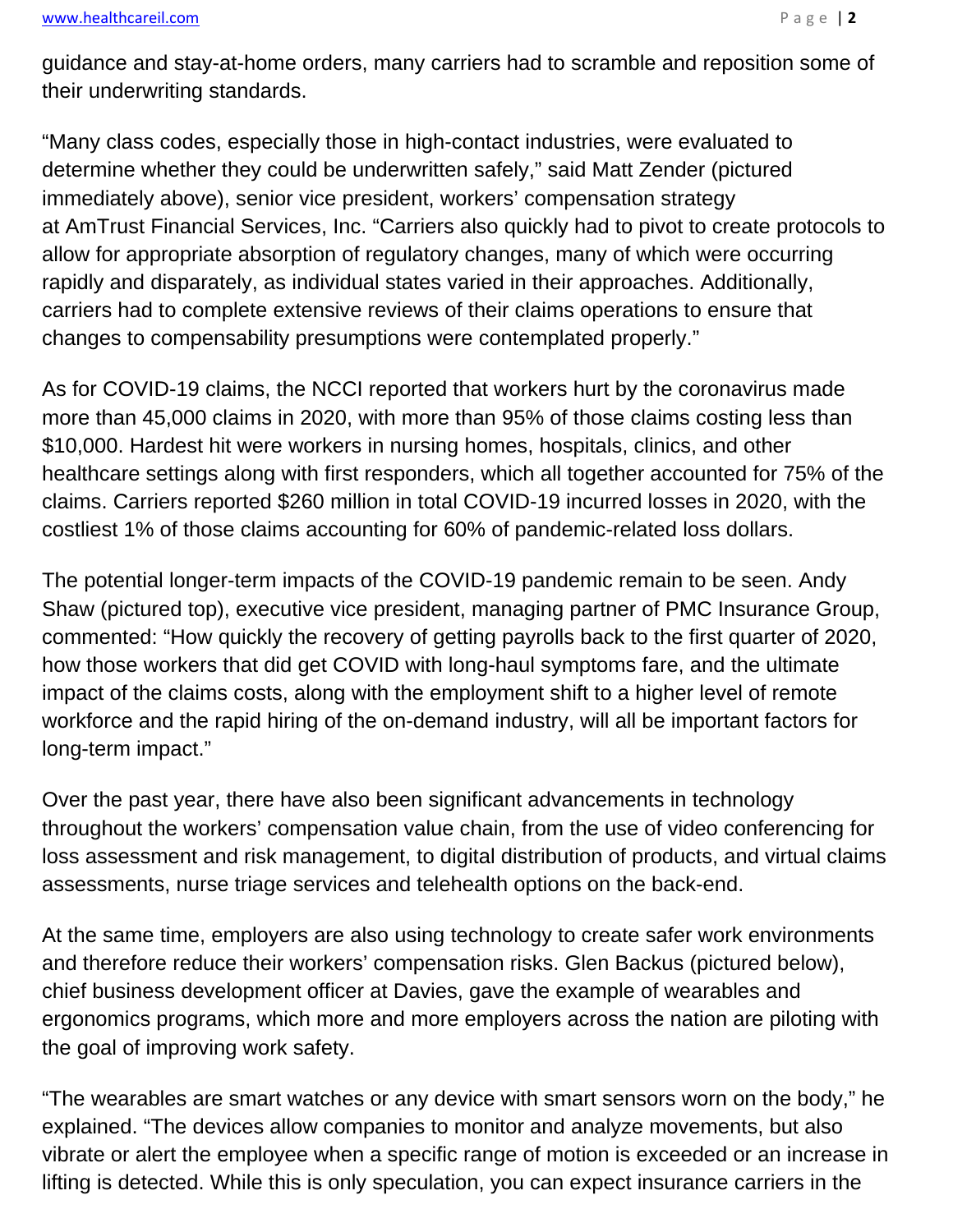guidance and stay-at-home orders, many carriers had to scramble and reposition some of their underwriting standards.

“Many class codes, especially those in high-contact industries, were evaluated to determine whether they could be underwritten safely,” said Matt Zender (pictured immediately above), senior vice president, workers’ compensation strategy at AmTrust Financial Services, Inc. “Carriers also quickly had to pivot to create protocols to allow for appropriate absorption of regulatory changes, many of which were occurring rapidly and disparately, as individual states varied in their approaches. Additionally, carriers had to complete extensive reviews of their claims operations to ensure that changes to compensability presumptions were contemplated properly.”

As for COVID-19 claims, the NCCI reported that workers hurt by the coronavirus made more than 45,000 claims in 2020, with more than 95% of those claims costing less than $10,000. Hardest hit were workers in nursing homes, hospitals, clinics, and other healthcare settings along with first responders, which all together accounted for 75% of the claims. Carriers reported $260 million in total COVID-19 incurred losses in 2020, with the costliest 1% of those claims accounting for 60% of pandemic-related loss dollars.

The potential longer-term impacts of the COVID-19 pandemic remain to be seen. Andy Shaw (pictured top), executive vice president, managing partner of PMC Insurance Group, commented: “How quickly the recovery of getting payrolls back to the first quarter of 2020, how those workers that did get COVID with long-haul symptoms fare, and the ultimate impact of the claims costs, along with the employment shift to a higher level of remote workforce and the rapid hiring of the on-demand industry, will all be important factors for long-term impact.”

Over the past year, there have also been significant advancements in technology throughout the workers’ compensation value chain, from the use of video conferencing for loss assessment and risk management, to digital distribution of products, and virtual claims assessments, nurse triage services and telehealth options on the back-end.

At the same time, employers are also using technology to create safer work environments and therefore reduce their workers’ compensation risks. Glen Backus (pictured below), chief business development officer at Davies, gave the example of wearables and ergonomics programs, which more and more employers across the nation are piloting with the goal of improving work safety.

“The wearables are smart watches or any device with smart sensors worn on the body,” he explained. “The devices allow companies to monitor and analyze movements, but also vibrate or alert the employee when a specific range of motion is exceeded or an increase in lifting is detected. While this is only speculation, you can expect insurance carriers in the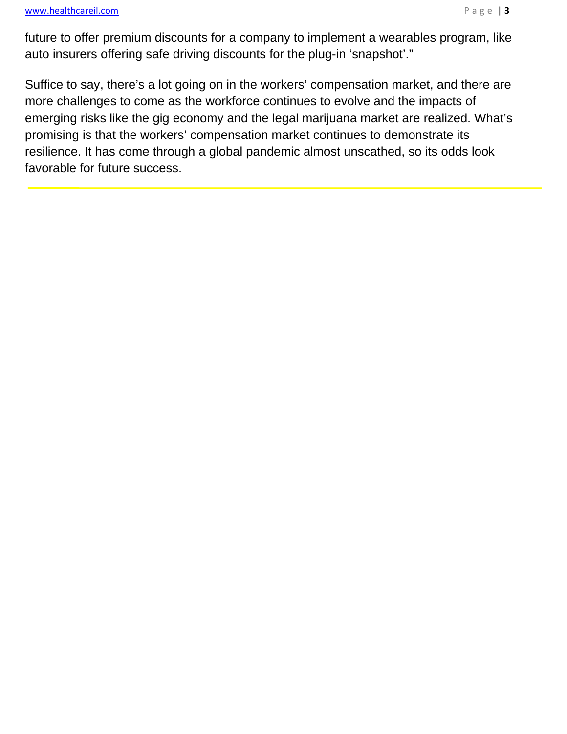future to offer premium discounts for a company to implement a wearables program, like auto insurers offering safe driving discounts for the plug-in 'snapshot'."

Suffice to say, there's a lot going on in the workers' compensation market, and there are more challenges to come as the workforce continues to evolve and the impacts of emerging risks like the gig economy and the legal marijuana market are realized. What's promising is that the workers' compensation market continues to demonstrate its resilience. It has come through a global pandemic almost unscathed, so its odds look favorable for future success.

---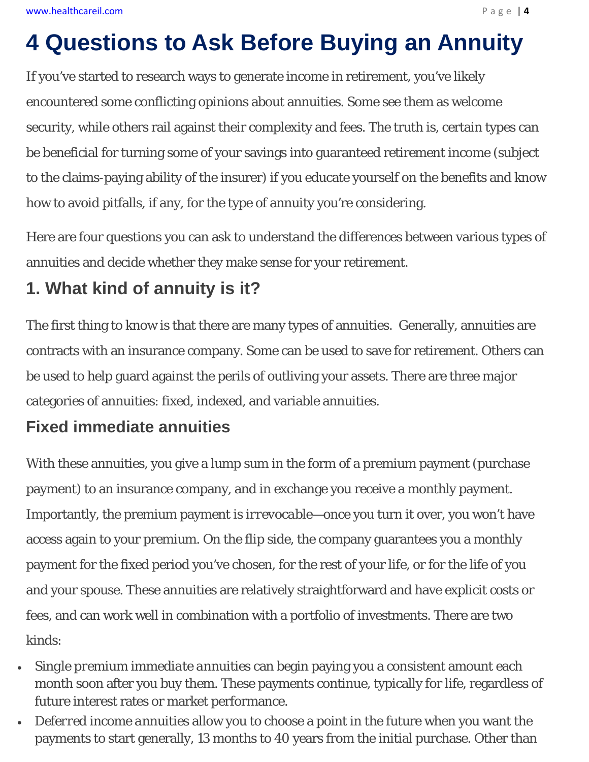# 4 Questions to Ask Before Buying an Annuity

If you've started to research ways to generate income in retirement, you've likely encountered some conflicting opinions about annuities. Some see them as welcome security, while others rail against their complexity and fees. The truth is, certain types can be beneficial for turning some of your savings into guaranteed retirement income (subject to the claims-paying ability of the insurer) if you educate yourself on the benefits and know how to avoid pitfalls, if any, for the type of annuity you're considering.

Here are four questions you can ask to understand the differences between various types of annuities and decide whether they make sense for your retirement.

## 1. What kind of annuity is it?

The first thing to know is that there are many types of annuities. Generally, annuities are contracts with an insurance company. Some can be used to save for retirement. Others can be used to help guard against the perils of outliving your assets. There are three major categories of annuities: fixed, indexed, and variable annuities.

### Fixed immediate annuities

With these annuities, you give a lump sum in the form of a premium payment (purchase payment) to an insurance company, and in exchange you receive a monthly payment. Importantly, the premium payment is *irrevocable*—once you turn it over, you won't have access again to your premium. On the flip side, the company guarantees you a monthly payment for the fixed period you've chosen, for the rest of your life, or for the life of you and your spouse. These annuities are relatively straightforward and have explicit costs or fees, and can work well in combination with a portfolio of investments. There are two kinds:

- *Single premium immediate annuities* can begin paying you a consistent amount each month soon after you buy them. These payments continue, typically for life, regardless of future interest rates or market performance.
- *Deferred income annuities* allow you to choose a point in the future when you want the payments to start generally, 13 months to 40 years from the initial purchase. Other than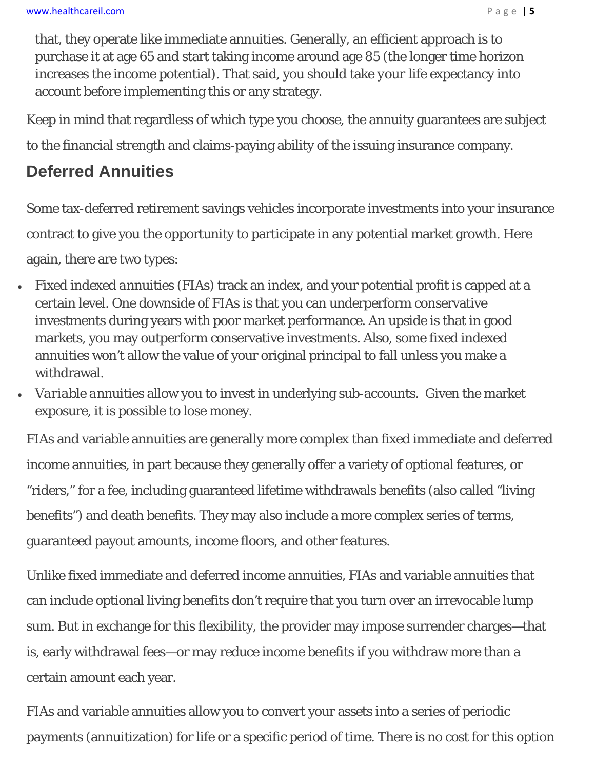that, they operate like immediate annuities. Generally, an efficient approach is to purchase it at age 65 and start taking income around age 85 (the longer time horizon increases the income potential). That said, you should take your life expectancy into account before implementing this or any strategy.

Keep in mind that regardless of which type you choose, the annuity guarantees are subject to the financial strength and claims-paying ability of the issuing insurance company.

## Deferred Annuities

Some tax-deferred retirement savings vehicles incorporate investments into your insurance contract to give you the opportunity to participate in any potential market growth. Here again, there are two types:

- Fixed indexed annuities (FIAs) track an index, and your potential profit is capped at a certain level. One downside of FIAs is that you can underperform conservative investments during years with poor market performance. An upside is that in good markets, you may outperform conservative investments. Also, some fixed indexed annuities won't allow the value of your original principal to fall unless you make a withdrawal.
- *Variable annuities* allow you to invest in underlying sub-accounts. Given the market exposure, it is possible to lose money.

FIAs and variable annuities are generally more complex than fixed immediate and deferred income annuities, in part because they generally offer a variety of optional features, or "riders," for a fee, including guaranteed lifetime withdrawals benefits (also called "living benefits") and death benefits. They may also include a more complex series of terms, guaranteed payout amounts, income floors, and other features.

Unlike fixed immediate and deferred income annuities, FIAs and variable annuities that can include optional living benefits don't require that you turn over an irrevocable lump sum. But in exchange for this flexibility, the provider may impose surrender charges—that is, early withdrawal fees—or may reduce income benefits if you withdraw more than a certain amount each year.

FIAs and variable annuities allow you to convert your assets into a series of periodic payments (annuitization) for life or a specific period of time. There is no cost for this option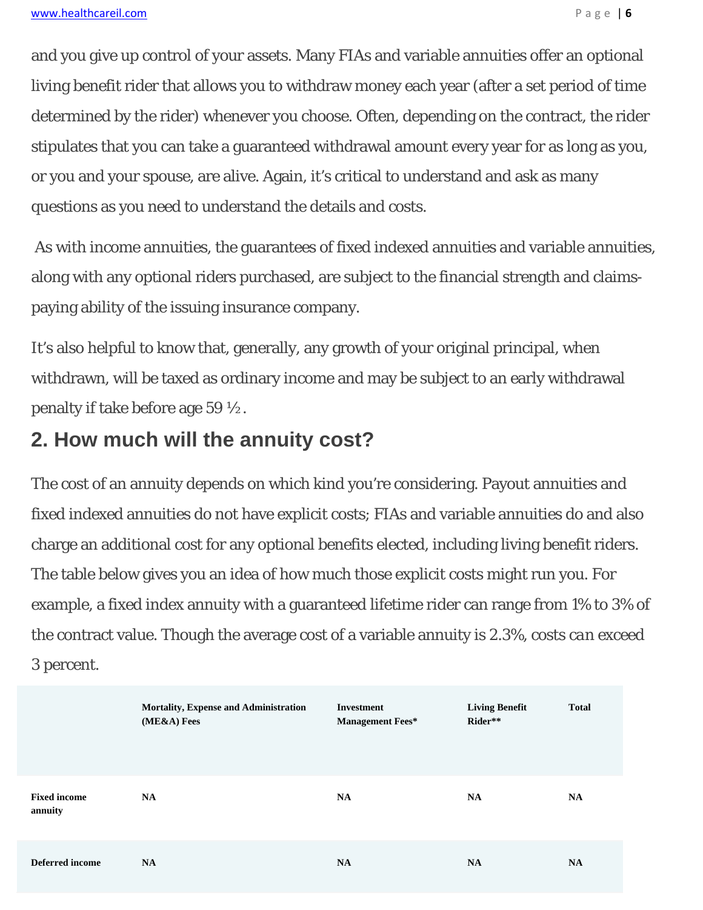and you give up control of your assets. Many FIAs and variable annuities offer an optional living benefit rider that allows you to withdraw money each year (after a set period of time determined by the rider) whenever you choose. Often, depending on the contract, the rider stipulates that you can take a guaranteed withdrawal amount every year for as long as you, or you and your spouse, are alive. Again, it's critical to understand and ask as many questions as you need to understand the details and costs.

As with income annuities, the guarantees of fixed indexed annuities and variable annuities, along with any optional riders purchased, are subject to the financial strength and claims-paying ability of the issuing insurance company.

It's also helpful to know that, generally, any growth of your original principal, when withdrawn, will be taxed as ordinary income and may be subject to an early withdrawal penalty if take before age 59 ½.

## 2. How much will the annuity cost?

The cost of an annuity depends on which kind you're considering. Payout annuities and fixed indexed annuities do not have explicit costs; FIAs and variable annuities do and also charge an additional cost for any optional benefits elected, including living benefit riders. The table below gives you an idea of how much those explicit costs might run you. For example, a fixed index annuity with a guaranteed lifetime rider can range from 1% to 3% of the contract value. Though the average cost of a variable annuity is 2.3%, costs can exceed 3 percent.

| | Mortality, Expense and Administration (ME&A) Fees | Investment Management Fees* | Living Benefit Rider** | Total |
|---|---|---|---|---|
| **Fixed income annuity** | NA | NA | NA | NA |
| **Deferred income** | NA | NA | NA | NA |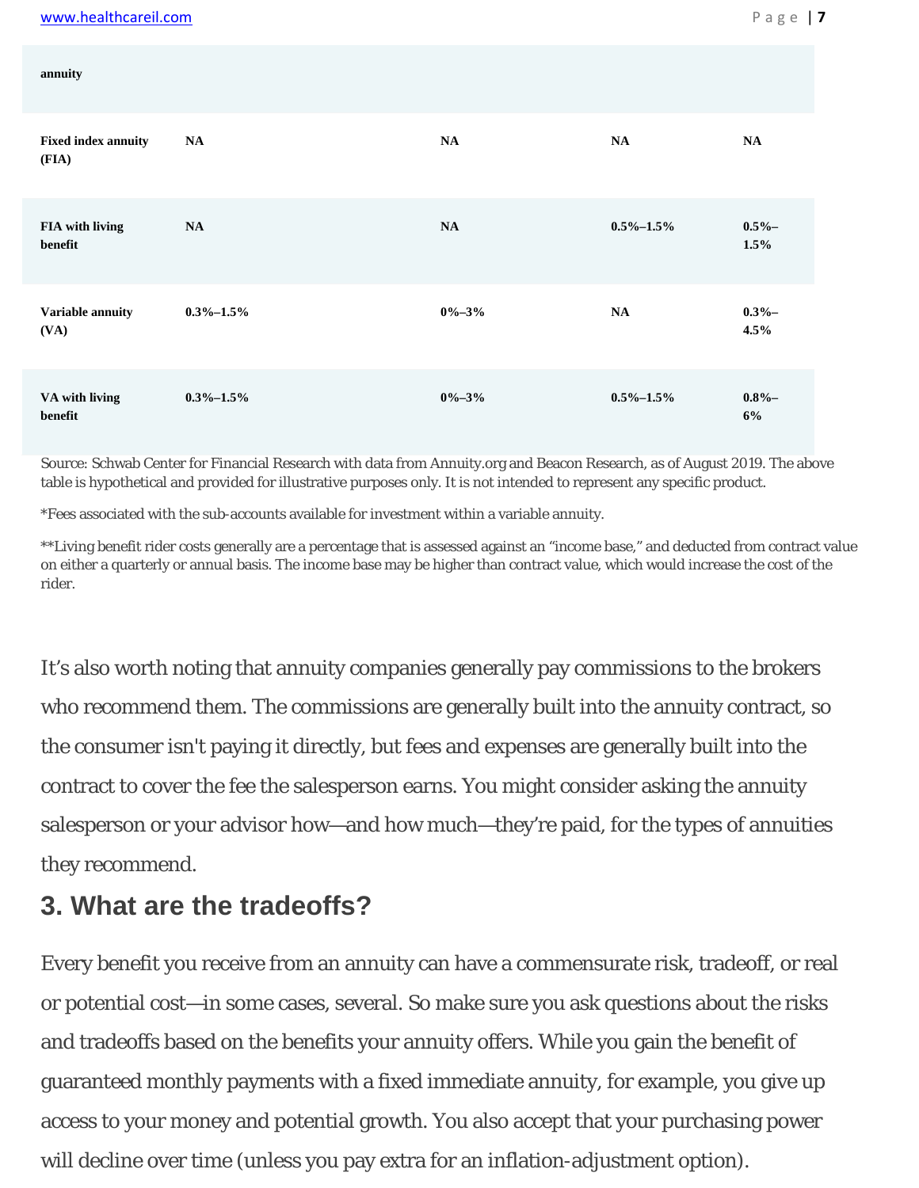| annuity | | | | |
|---|---|---|---|---|
| **Fixed index annuity (FIA)** | **NA** | **NA** | **NA** | **NA** |
| **FIA with living benefit** | **NA** | **NA** | **0.5%–1.5%** | **0.5%–1.5%** |
| **Variable annuity (VA)** | **0.3%–1.5%** | **0%–3%** | **NA** | **0.3%–4.5%** |
| **VA with living benefit** | **0.3%–1.5%** | **0%–3%** | **0.5%–1.5%** | **0.8%–6%** |

Source: Schwab Center for Financial Research with data from Annuity.org and Beacon Research, as of August 2019. The above table is hypothetical and provided for illustrative purposes only. It is not intended to represent any specific product.

*Fees associated with the sub-accounts available for investment within a variable annuity.

**Living benefit rider costs generally are a percentage that is assessed against an "income base," and deducted from contract value on either a quarterly or annual basis. The income base may be higher than contract value, which would increase the cost of the rider.

It's also worth noting that annuity companies generally pay commissions to the brokers who recommend them. The commissions are generally built into the annuity contract, so the consumer isn't paying it directly, but fees and expenses are generally built into the contract to cover the fee the salesperson earns. You might consider asking the annuity salesperson or your advisor how—and how much—they're paid, for the types of annuities they recommend.

## 3. What are the tradeoffs?

Every benefit you receive from an annuity can have a commensurate risk, tradeoff, or real or potential cost—in some cases, several. So make sure you ask questions about the risks and tradeoffs based on the benefits your annuity offers. While you gain the benefit of guaranteed monthly payments with a fixed immediate annuity, for example, you give up access to your money and potential growth. You also accept that your purchasing power will decline over time (unless you pay extra for an inflation-adjustment option).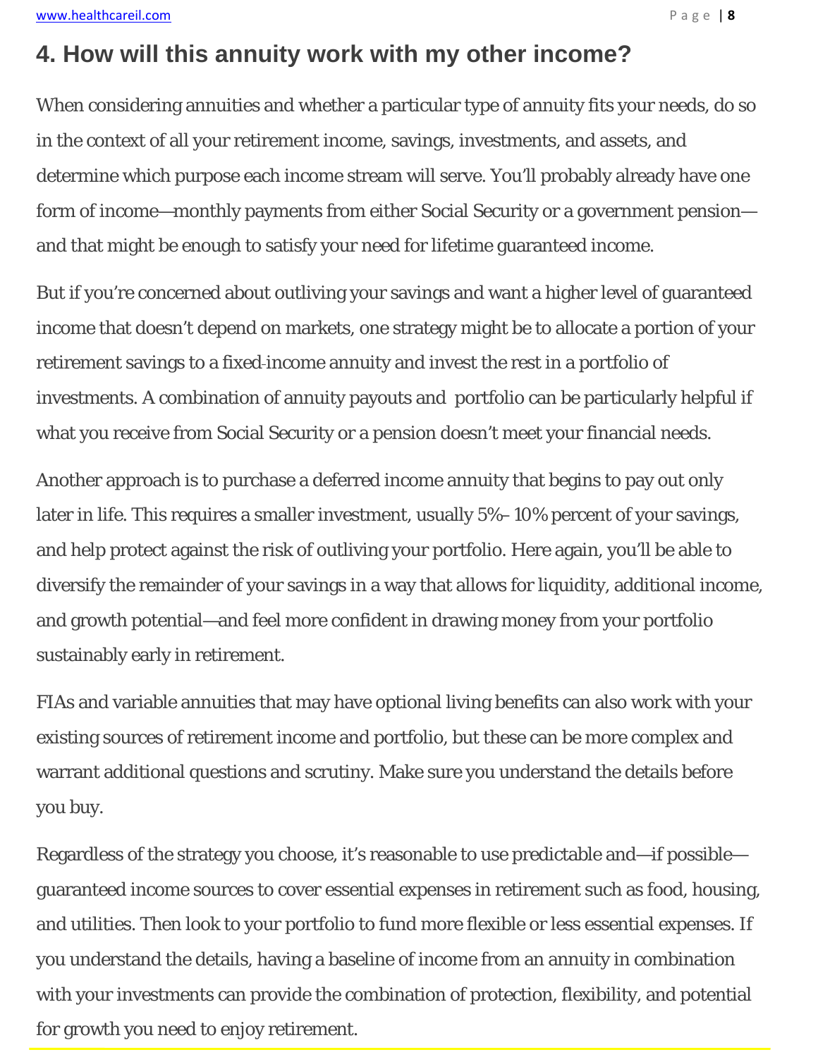## 4. How will this annuity work with my other income?

When considering annuities and whether a particular type of annuity fits your needs, do so in the context of all your retirement income, savings, investments, and assets, and determine which purpose each income stream will serve. You'll probably already have one form of income—monthly payments from either Social Security or a government pension—and that might be enough to satisfy your need for lifetime guaranteed income.

But if you're concerned about outliving your savings and want a higher level of guaranteed income that doesn't depend on markets, one strategy might be to allocate a portion of your retirement savings to a fixed-income annuity and invest the rest in a portfolio of investments. A combination of annuity payouts and portfolio can be particularly helpful if what you receive from Social Security or a pension doesn't meet your financial needs.

Another approach is to purchase a deferred income annuity that begins to pay out only later in life. This requires a smaller investment, usually 5%–10% percent of your savings, and help protect against the risk of outliving your portfolio. Here again, you'll be able to diversify the remainder of your savings in a way that allows for liquidity, additional income, and growth potential—and feel more confident in drawing money from your portfolio sustainably early in retirement.

FIAs and variable annuities that may have optional living benefits can also work with your existing sources of retirement income and portfolio, but these can be more complex and warrant additional questions and scrutiny. Make sure you understand the details before you buy.

Regardless of the strategy you choose, it's reasonable to use predictable and—if possible—guaranteed income sources to cover essential expenses in retirement such as food, housing, and utilities. Then look to your portfolio to fund more flexible or less essential expenses. If you understand the details, having a baseline of income from an annuity in combination with your investments can provide the combination of protection, flexibility, and potential for growth you need to enjoy retirement.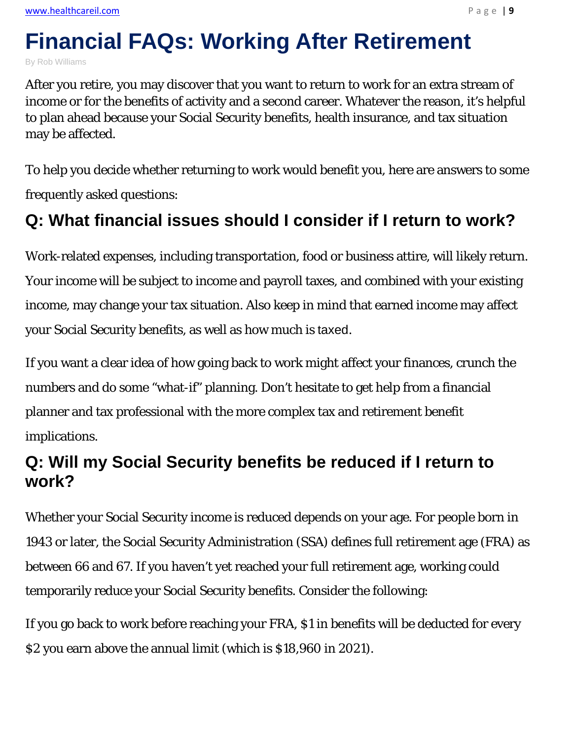# Financial FAQs: Working After Retirement

By Rob Williams

After you retire, you may discover that you want to return to work for an extra stream of income or for the benefits of activity and a second career. Whatever the reason, it's helpful to plan ahead because your Social Security benefits, health insurance, and tax situation may be affected.

To help you decide whether returning to work would benefit you, here are answers to some frequently asked questions:

## Q: What financial issues should I consider if I return to work?

Work-related expenses, including transportation, food or business attire, will likely return. Your income will be subject to income and payroll taxes, and combined with your existing income, may change your tax situation. Also keep in mind that earned income may affect your Social Security benefits, as well as how much is taxed.

If you want a clear idea of how going back to work might affect your finances, crunch the numbers and do some "what-if" planning. Don't hesitate to get help from a financial planner and tax professional with the more complex tax and retirement benefit implications.

## Q: Will my Social Security benefits be reduced if I return to work?

Whether your Social Security income is reduced depends on your age. For people born in 1943 or later, the Social Security Administration (SSA) defines full retirement age (FRA) as between 66 and 67. If you haven't yet reached your full retirement age, working could temporarily reduce your Social Security benefits. Consider the following:

If you go back to work before reaching your FRA, $1 in benefits will be deducted for every $2 you earn above the annual limit (which is $18,960 in 2021).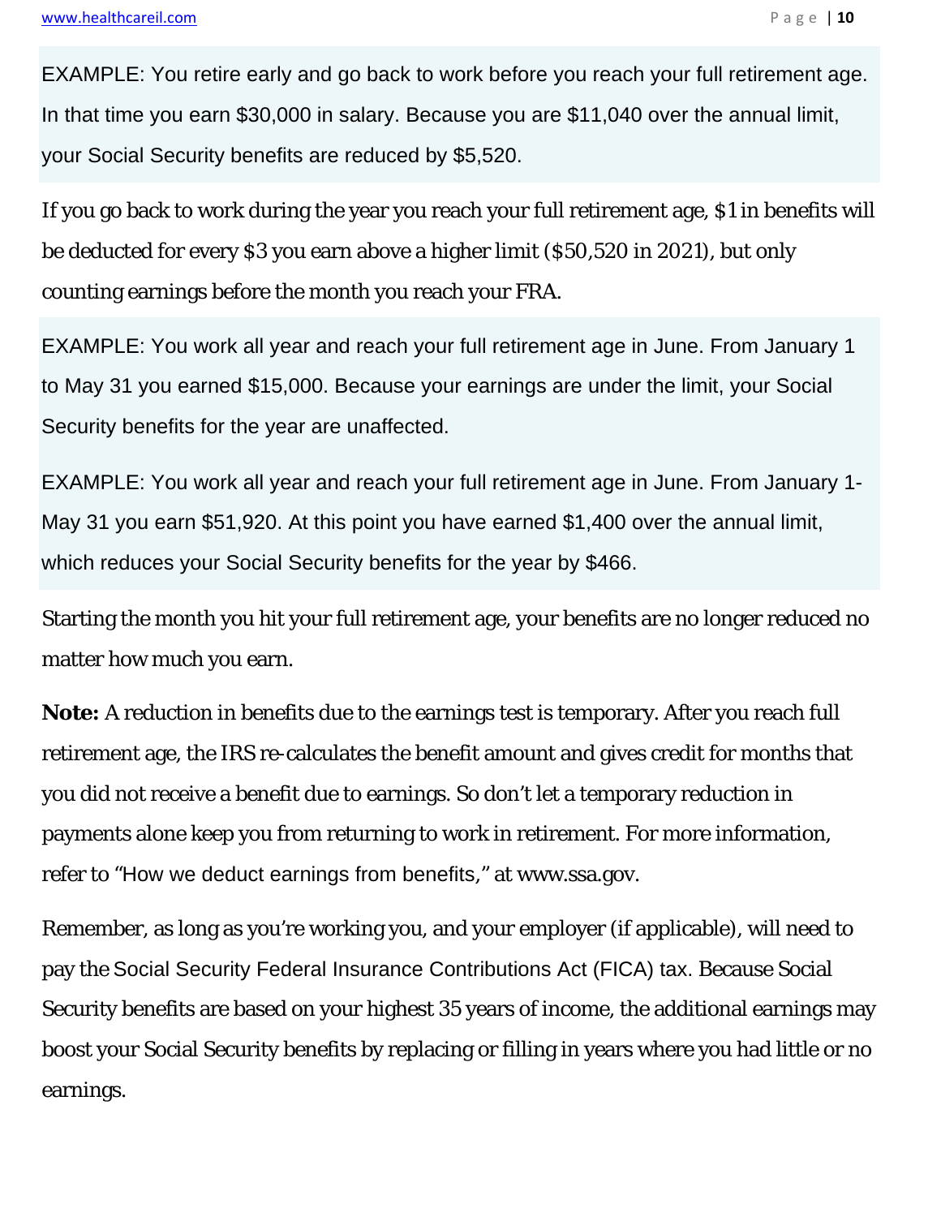EXAMPLE: You retire early and go back to work before you reach your full retirement age. In that time you earn $30,000 in salary. Because you are $11,040 over the annual limit, your Social Security benefits are reduced by $5,520.

If you go back to work during the year you reach your full retirement age, $1 in benefits will be deducted for every $3 you earn above a higher limit ($50,520 in 2021), but only counting earnings before the month you reach your FRA.

EXAMPLE: You work all year and reach your full retirement age in June. From January 1 to May 31 you earned $15,000. Because your earnings are under the limit, your Social Security benefits for the year are unaffected.

EXAMPLE: You work all year and reach your full retirement age in June. From January 1-May 31 you earn $51,920. At this point you have earned $1,400 over the annual limit, which reduces your Social Security benefits for the year by $466.

Starting the month you hit your full retirement age, your benefits are no longer reduced no matter how much you earn.

**Note:** A reduction in benefits due to the earnings test is temporary. After you reach full retirement age, the IRS re-calculates the benefit amount and gives credit for months that you did not receive a benefit due to earnings. So don't let a temporary reduction in payments alone keep you from returning to work in retirement. For more information, refer to "How we deduct earnings from benefits," at www.ssa.gov.

Remember, as long as you're working you, and your employer (if applicable), will need to pay the Social Security Federal Insurance Contributions Act (FICA) tax. Because Social Security benefits are based on your highest 35 years of income, the additional earnings may boost your Social Security benefits by replacing or filling in years where you had little or no earnings.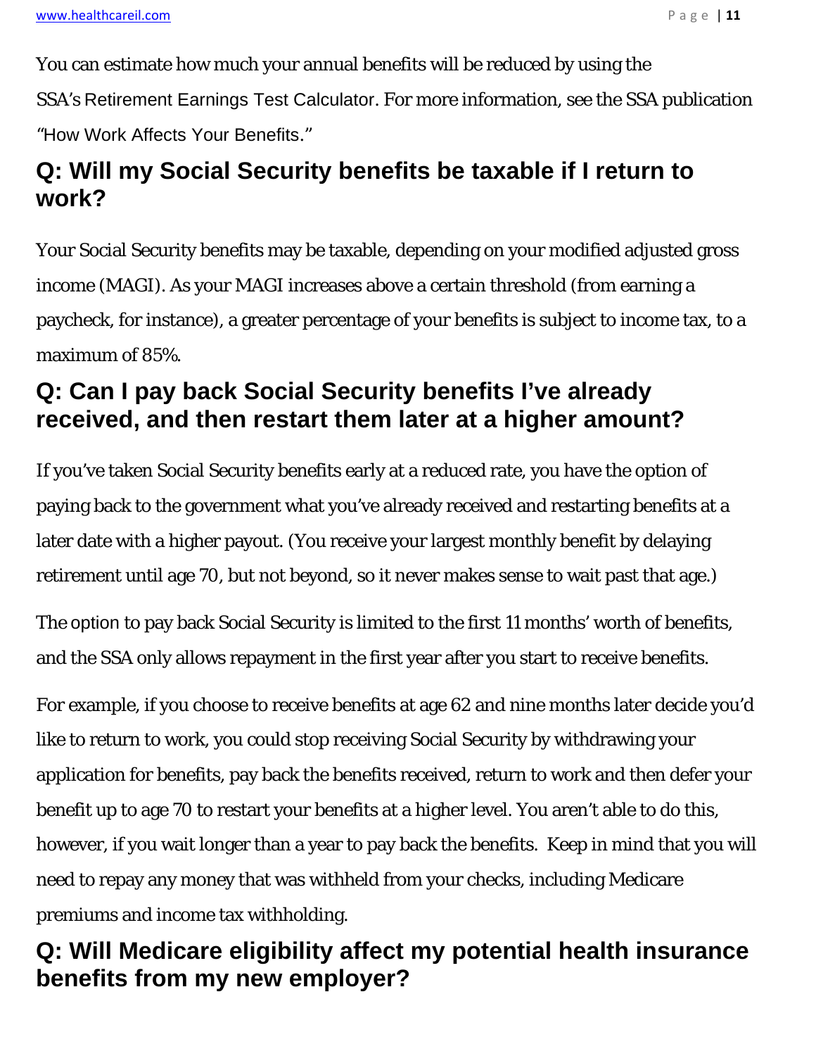You can estimate how much your annual benefits will be reduced by using the SSA's Retirement Earnings Test Calculator. For more information, see the SSA publication "How Work Affects Your Benefits."

## Q: Will my Social Security benefits be taxable if I return to work?

Your Social Security benefits may be taxable, depending on your modified adjusted gross income (MAGI). As your MAGI increases above a certain threshold (from earning a paycheck, for instance), a greater percentage of your benefits is subject to income tax, to a maximum of 85%.

## Q: Can I pay back Social Security benefits I've already received, and then restart them later at a higher amount?

If you've taken Social Security benefits early at a reduced rate, you have the option of paying back to the government what you've already received and restarting benefits at a later date with a higher payout. (You receive your largest monthly benefit by delaying retirement until age 70, but not beyond, so it never makes sense to wait past that age.)

The option to pay back Social Security is limited to the first 11 months' worth of benefits, and the SSA only allows repayment in the first year after you start to receive benefits.

For example, if you choose to receive benefits at age 62 and nine months later decide you'd like to return to work, you could stop receiving Social Security by withdrawing your application for benefits, pay back the benefits received, return to work and then defer your benefit up to age 70 to restart your benefits at a higher level. You aren't able to do this, however, if you wait longer than a year to pay back the benefits. Keep in mind that you will need to repay any money that was withheld from your checks, including Medicare premiums and income tax withholding.

## Q: Will Medicare eligibility affect my potential health insurance benefits from my new employer?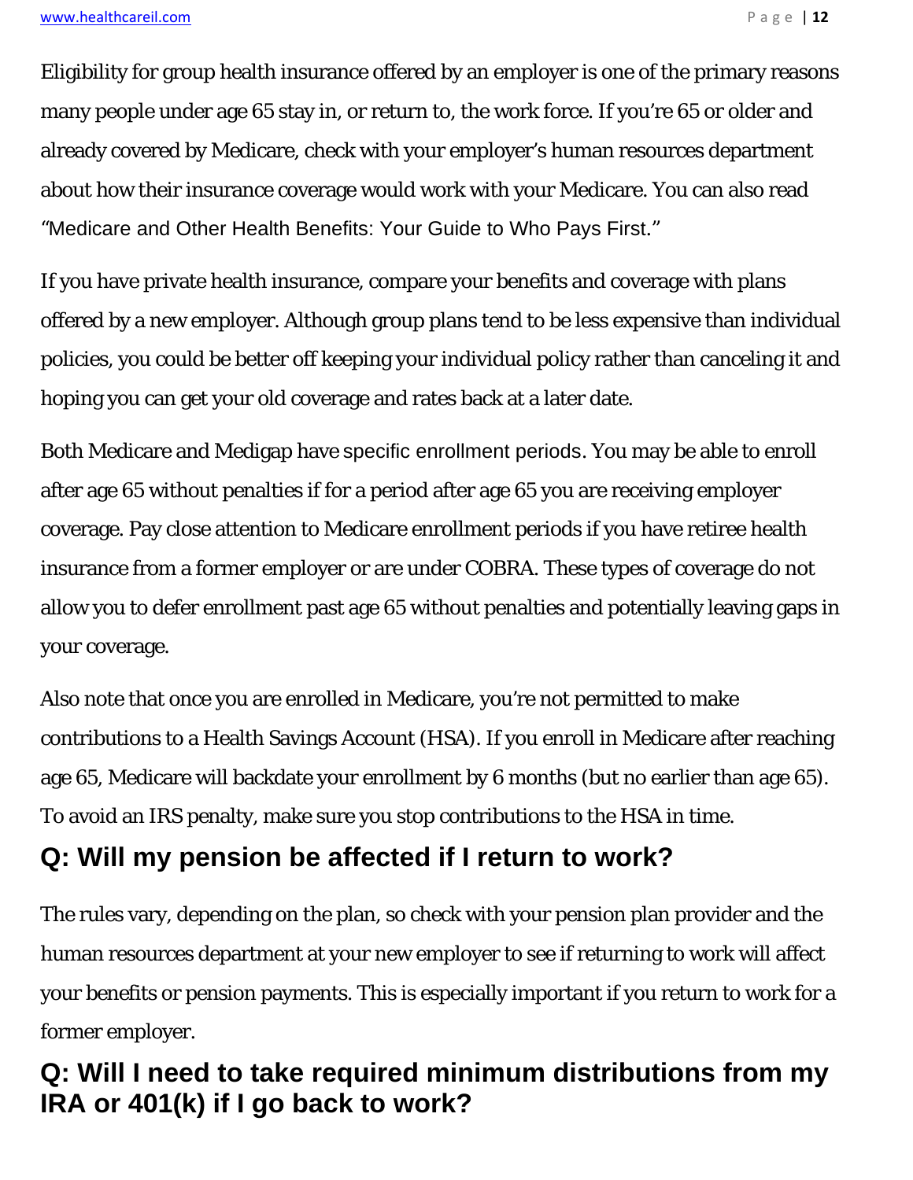Eligibility for group health insurance offered by an employer is one of the primary reasons many people under age 65 stay in, or return to, the work force. If you're 65 or older and already covered by Medicare, check with your employer's human resources department about how their insurance coverage would work with your Medicare. You can also read "Medicare and Other Health Benefits: Your Guide to Who Pays First."

If you have private health insurance, compare your benefits and coverage with plans offered by a new employer. Although group plans tend to be less expensive than individual policies, you could be better off keeping your individual policy rather than canceling it and hoping you can get your old coverage and rates back at a later date.

Both Medicare and Medigap have specific enrollment periods. You may be able to enroll after age 65 without penalties if for a period after age 65 you are receiving employer coverage. Pay close attention to Medicare enrollment periods if you have retiree health insurance from a former employer or are under COBRA. These types of coverage do not allow you to defer enrollment past age 65 without penalties and potentially leaving gaps in your coverage.

Also note that once you are enrolled in Medicare, you're not permitted to make contributions to a Health Savings Account (HSA). If you enroll in Medicare after reaching age 65, Medicare will backdate your enrollment by 6 months (but no earlier than age 65). To avoid an IRS penalty, make sure you stop contributions to the HSA in time.

## Q: Will my pension be affected if I return to work?

The rules vary, depending on the plan, so check with your pension plan provider and the human resources department at your new employer to see if returning to work will affect your benefits or pension payments. This is especially important if you return to work for a former employer.

## Q: Will I need to take required minimum distributions from my IRA or 401(k) if I go back to work?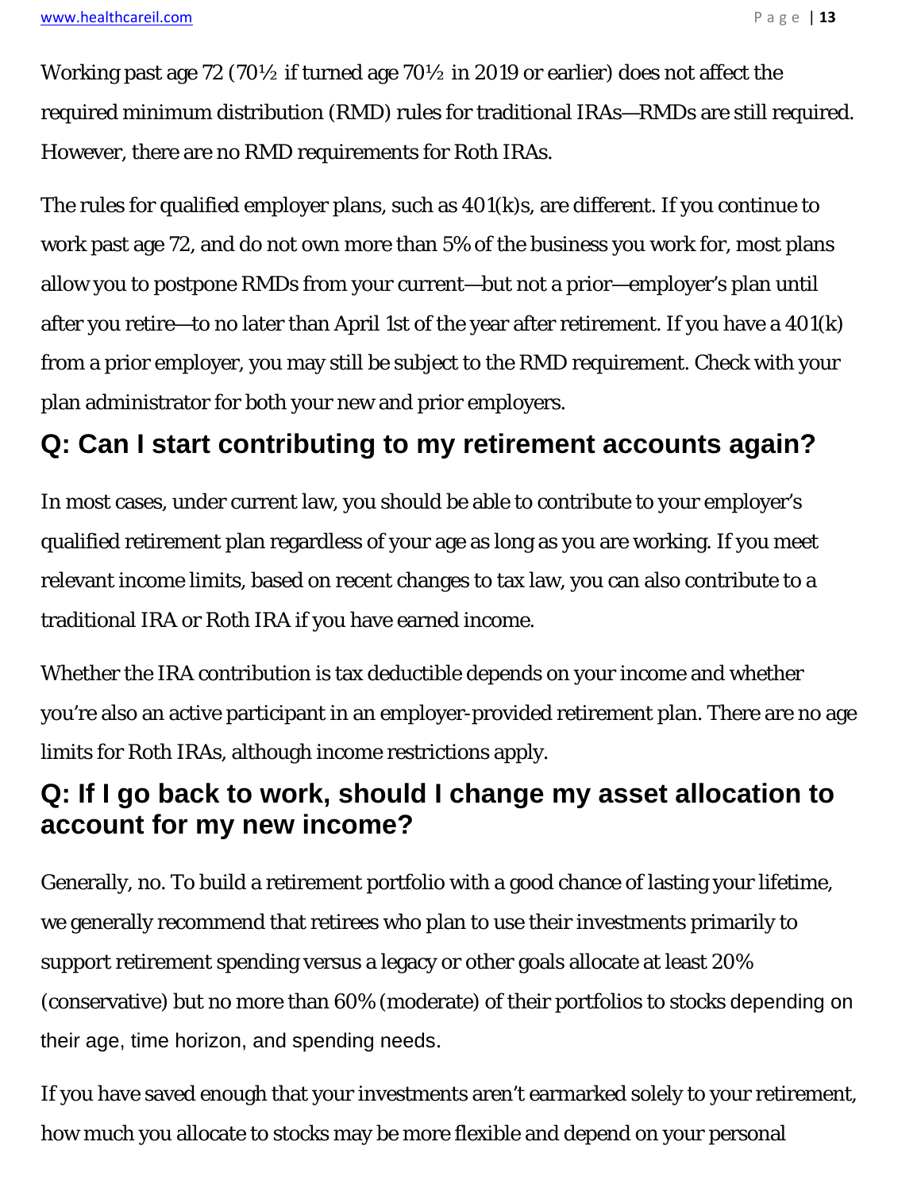Working past age 72 (70½ if turned age 70½ in 2019 or earlier) does not affect the required minimum distribution (RMD) rules for traditional IRAs—RMDs are still required. However, there are no RMD requirements for Roth IRAs.

The rules for qualified employer plans, such as 401(k)s, are different. If you continue to work past age 72, and do not own more than 5% of the business you work for, most plans allow you to postpone RMDs from your current—but not a prior—employer's plan until after you retire—to no later than April 1st of the year after retirement. If you have a 401(k) from a prior employer, you may still be subject to the RMD requirement. Check with your plan administrator for both your new and prior employers.

## Q: Can I start contributing to my retirement accounts again?

In most cases, under current law, you should be able to contribute to your employer's qualified retirement plan regardless of your age as long as you are working. If you meet relevant income limits, based on recent changes to tax law, you can also contribute to a traditional IRA or Roth IRA if you have earned income.

Whether the IRA contribution is tax deductible depends on your income and whether you're also an active participant in an employer-provided retirement plan. There are no age limits for Roth IRAs, although income restrictions apply.

## Q: If I go back to work, should I change my asset allocation to account for my new income?

Generally, no. To build a retirement portfolio with a good chance of lasting your lifetime, we generally recommend that retirees who plan to use their investments primarily to support retirement spending versus a legacy or other goals allocate at least 20% (conservative) but no more than 60% (moderate) of their portfolios to stocks depending on their age, time horizon, and spending needs.

If you have saved enough that your investments aren't earmarked solely to your retirement, how much you allocate to stocks may be more flexible and depend on your personal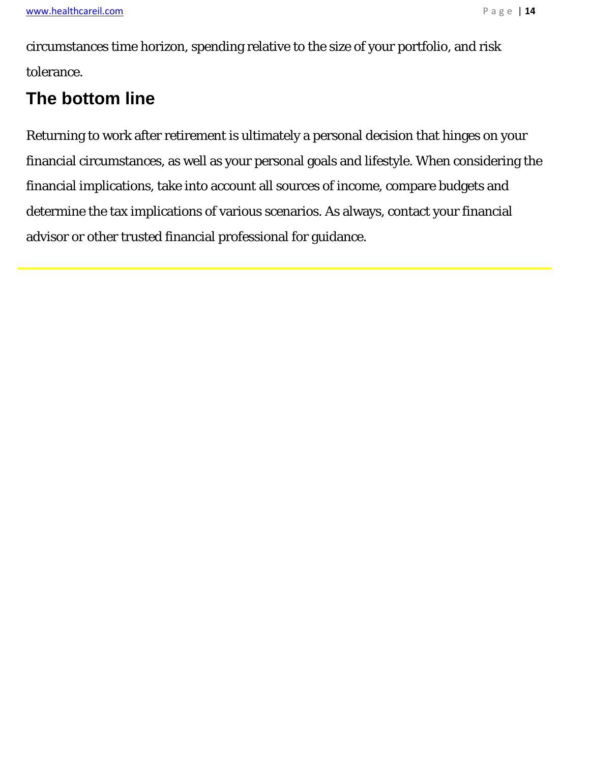circumstances time horizon, spending relative to the size of your portfolio, and risk tolerance.

## The bottom line

Returning to work after retirement is ultimately a personal decision that hinges on your financial circumstances, as well as your personal goals and lifestyle. When considering the financial implications, take into account all sources of income, compare budgets and determine the tax implications of various scenarios. As always, contact your financial advisor or other trusted financial professional for guidance.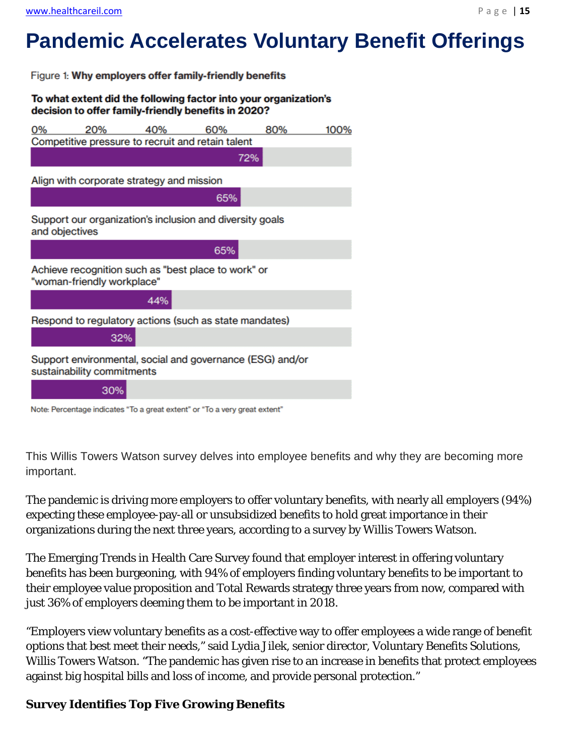# Pandemic Accelerates Voluntary Benefit Offerings

Figure 1: **Why employers offer family-friendly benefits**

**To what extent did the following factor into your organization's decision to offer family-friendly benefits in 2020?**

| Factor | Percentage |
|---|---|
| Competitive pressure to recruit and retain talent | 72% |
| Align with corporate strategy and mission | 65% |
| Support our organization's inclusion and diversity goals and objectives | 65% |
| Achieve recognition such as "best place to work" or "woman-friendly workplace" | 44% |
| Respond to regulatory actions (such as state mandates) | 32% |
| Support environmental, social and governance (ESG) and/or sustainability commitments | 30% |

Note: Percentage indicates "To a great extent" or "To a very great extent"

This Willis Towers Watson survey delves into employee benefits and why they are becoming more important.

The pandemic is driving more employers to offer voluntary benefits, with nearly all employers (94%) expecting these employee-pay-all or unsubsidized benefits to hold great importance in their organizations during the next three years, according to a survey by Willis Towers Watson.

The Emerging Trends in Health Care Survey found that employer interest in offering voluntary benefits has been burgeoning, with 94% of employers finding voluntary benefits to be important to their employee value proposition and Total Rewards strategy three years from now, compared with just 36% of employers deeming them to be important in 2018.

"Employers view voluntary benefits as a cost-effective way to offer employees a wide range of benefit options that best meet their needs," said Lydia Jilek, senior director, Voluntary Benefits Solutions, Willis Towers Watson. "The pandemic has given rise to an increase in benefits that protect employees against big hospital bills and loss of income, and provide personal protection."

**Survey Identifies Top Five Growing Benefits**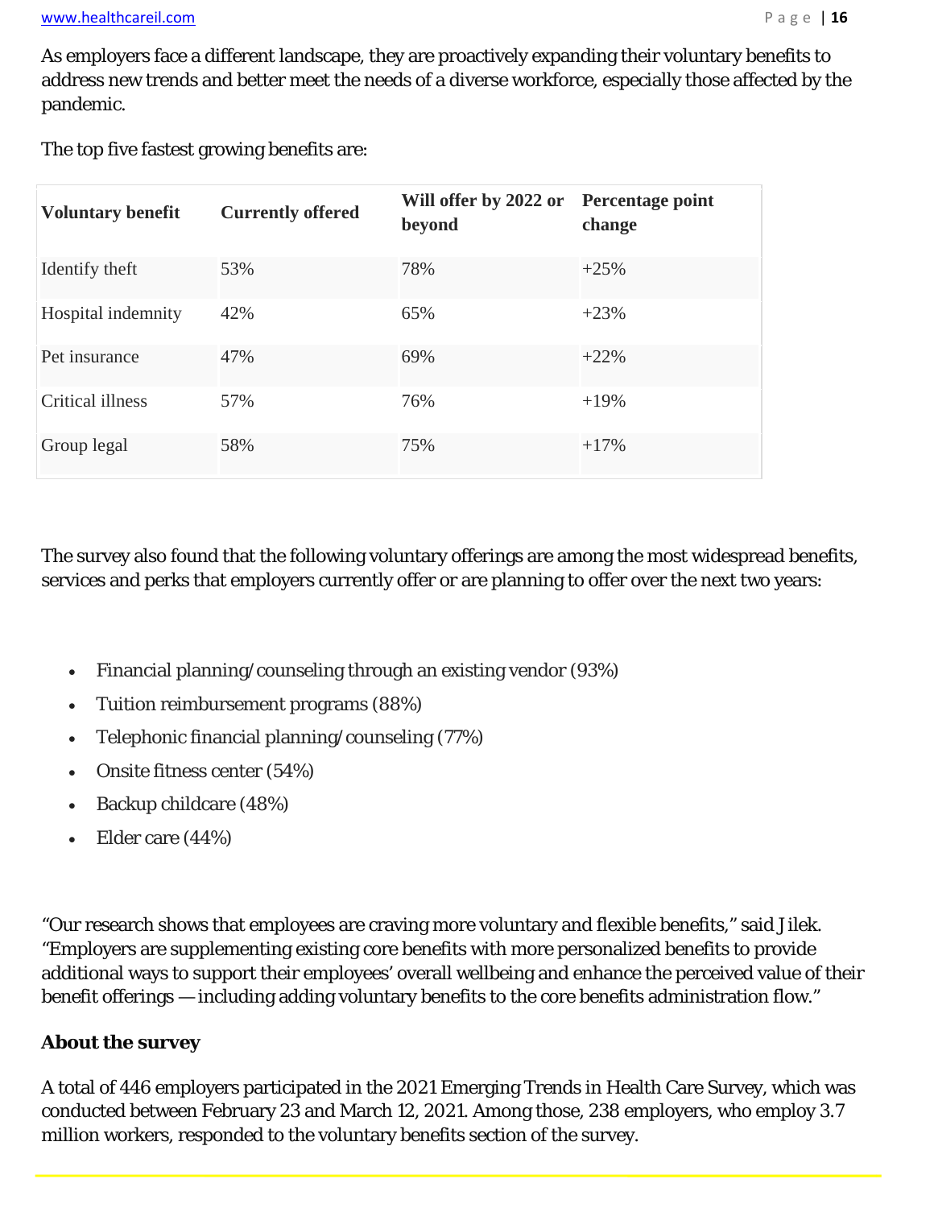As employers face a different landscape, they are proactively expanding their voluntary benefits to address new trends and better meet the needs of a diverse workforce, especially those affected by the pandemic.

The top five fastest growing benefits are:

| Voluntary benefit | Currently offered | Will offer by 2022 or beyond | Percentage point change |
|---|---|---|---|
| Identify theft | 53% | 78% | +25% |
| Hospital indemnity | 42% | 65% | +23% |
| Pet insurance | 47% | 69% | +22% |
| Critical illness | 57% | 76% | +19% |
| Group legal | 58% | 75% | +17% |

The survey also found that the following voluntary offerings are among the most widespread benefits, services and perks that employers currently offer or are planning to offer over the next two years:

- Financial planning/counseling through an existing vendor (93%)
- Tuition reimbursement programs (88%)
- Telephonic financial planning/counseling (77%)
- Onsite fitness center (54%)
- Backup childcare (48%)
- Elder care (44%)

"Our research shows that employees are craving more voluntary and flexible benefits," said Jilek. "Employers are supplementing existing core benefits with more personalized benefits to provide additional ways to support their employees' overall wellbeing and enhance the perceived value of their benefit offerings — including adding voluntary benefits to the core benefits administration flow."

**About the survey**

A total of 446 employers participated in the 2021 Emerging Trends in Health Care Survey, which was conducted between February 23 and March 12, 2021. Among those, 238 employers, who employ 3.7 million workers, responded to the voluntary benefits section of the survey.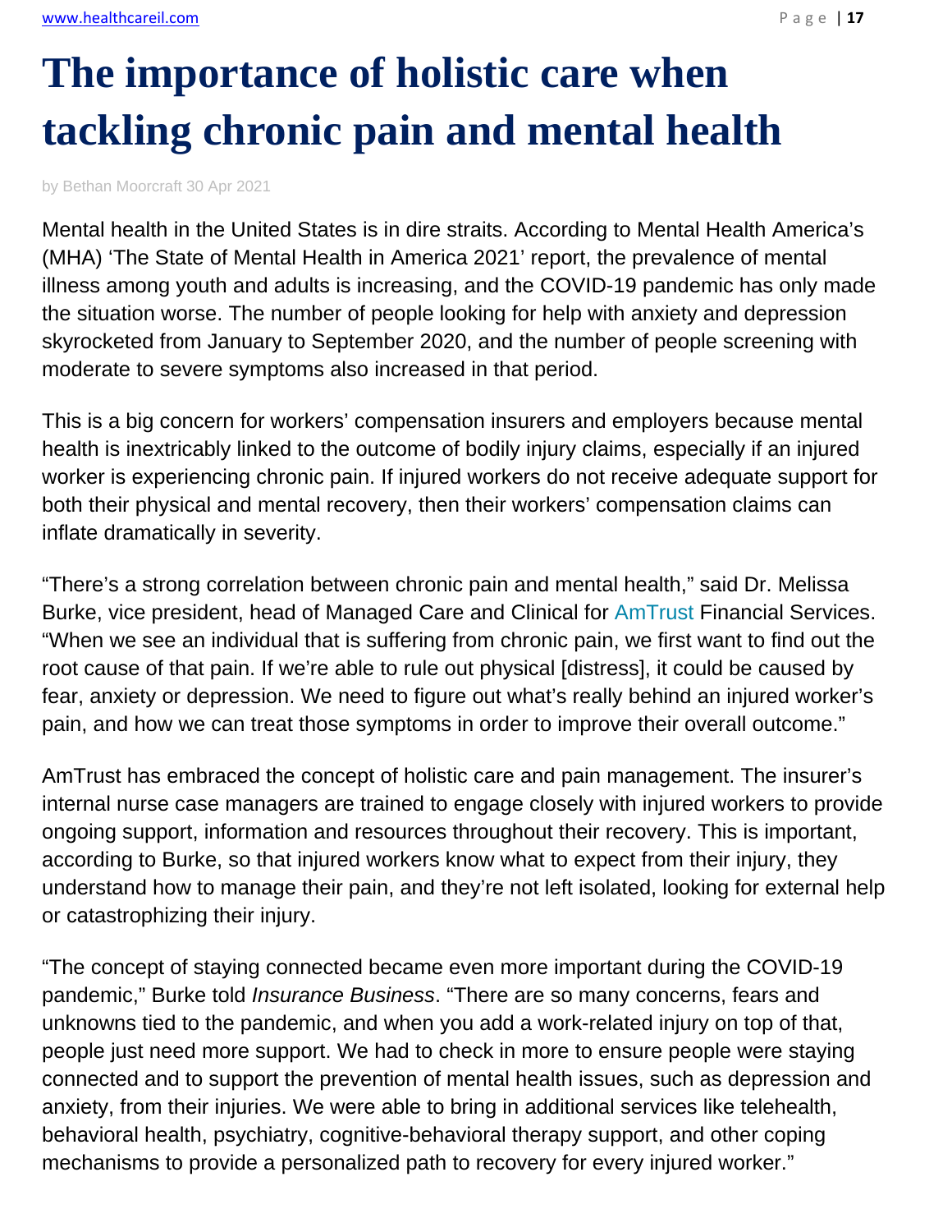# The importance of holistic care when tackling chronic pain and mental health

by Bethan Moorcraft 30 Apr 2021

Mental health in the United States is in dire straits. According to Mental Health America's (MHA) 'The State of Mental Health in America 2021' report, the prevalence of mental illness among youth and adults is increasing, and the COVID-19 pandemic has only made the situation worse. The number of people looking for help with anxiety and depression skyrocketed from January to September 2020, and the number of people screening with moderate to severe symptoms also increased in that period.

This is a big concern for workers' compensation insurers and employers because mental health is inextricably linked to the outcome of bodily injury claims, especially if an injured worker is experiencing chronic pain. If injured workers do not receive adequate support for both their physical and mental recovery, then their workers' compensation claims can inflate dramatically in severity.

"There's a strong correlation between chronic pain and mental health," said Dr. Melissa Burke, vice president, head of Managed Care and Clinical for AmTrust Financial Services. "When we see an individual that is suffering from chronic pain, we first want to find out the root cause of that pain. If we're able to rule out physical [distress], it could be caused by fear, anxiety or depression. We need to figure out what's really behind an injured worker's pain, and how we can treat those symptoms in order to improve their overall outcome."

AmTrust has embraced the concept of holistic care and pain management. The insurer's internal nurse case managers are trained to engage closely with injured workers to provide ongoing support, information and resources throughout their recovery. This is important, according to Burke, so that injured workers know what to expect from their injury, they understand how to manage their pain, and they're not left isolated, looking for external help or catastrophizing their injury.

"The concept of staying connected became even more important during the COVID-19 pandemic," Burke told *Insurance Business*. "There are so many concerns, fears and unknowns tied to the pandemic, and when you add a work-related injury on top of that, people just need more support. We had to check in more to ensure people were staying connected and to support the prevention of mental health issues, such as depression and anxiety, from their injuries. We were able to bring in additional services like telehealth, behavioral health, psychiatry, cognitive-behavioral therapy support, and other coping mechanisms to provide a personalized path to recovery for every injured worker."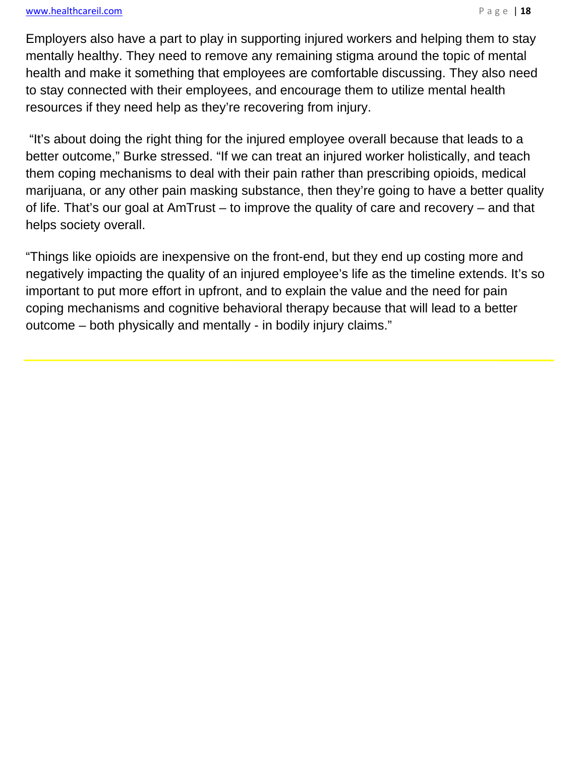Employers also have a part to play in supporting injured workers and helping them to stay mentally healthy. They need to remove any remaining stigma around the topic of mental health and make it something that employees are comfortable discussing. They also need to stay connected with their employees, and encourage them to utilize mental health resources if they need help as they're recovering from injury.

"It's about doing the right thing for the injured employee overall because that leads to a better outcome," Burke stressed. "If we can treat an injured worker holistically, and teach them coping mechanisms to deal with their pain rather than prescribing opioids, medical marijuana, or any other pain masking substance, then they're going to have a better quality of life. That's our goal at AmTrust – to improve the quality of care and recovery – and that helps society overall.

"Things like opioids are inexpensive on the front-end, but they end up costing more and negatively impacting the quality of an injured employee's life as the timeline extends. It's so important to put more effort in upfront, and to explain the value and the need for pain coping mechanisms and cognitive behavioral therapy because that will lead to a better outcome – both physically and mentally - in bodily injury claims."

---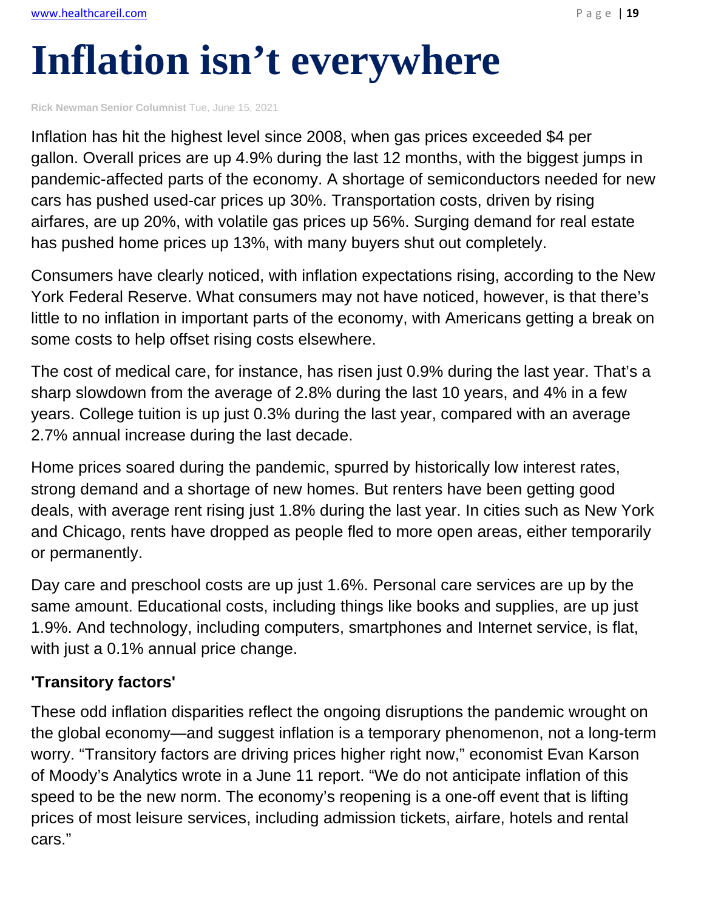# Inflation isn't everywhere

**Rick Newman Senior Columnist** Tue, June 15, 2021

Inflation has hit the highest level since 2008, when gas prices exceeded $4 per gallon. Overall prices are up 4.9% during the last 12 months, with the biggest jumps in pandemic-affected parts of the economy. A shortage of semiconductors needed for new cars has pushed used-car prices up 30%. Transportation costs, driven by rising airfares, are up 20%, with volatile gas prices up 56%. Surging demand for real estate has pushed home prices up 13%, with many buyers shut out completely.

Consumers have clearly noticed, with inflation expectations rising, according to the New York Federal Reserve. What consumers may not have noticed, however, is that there's little to no inflation in important parts of the economy, with Americans getting a break on some costs to help offset rising costs elsewhere.

The cost of medical care, for instance, has risen just 0.9% during the last year. That's a sharp slowdown from the average of 2.8% during the last 10 years, and 4% in a few years. College tuition is up just 0.3% during the last year, compared with an average 2.7% annual increase during the last decade.

Home prices soared during the pandemic, spurred by historically low interest rates, strong demand and a shortage of new homes. But renters have been getting good deals, with average rent rising just 1.8% during the last year. In cities such as New York and Chicago, rents have dropped as people fled to more open areas, either temporarily or permanently.

Day care and preschool costs are up just 1.6%. Personal care services are up by the same amount. Educational costs, including things like books and supplies, are up just 1.9%. And technology, including computers, smartphones and Internet service, is flat, with just a 0.1% annual price change.

**'Transitory factors'**

These odd inflation disparities reflect the ongoing disruptions the pandemic wrought on the global economy—and suggest inflation is a temporary phenomenon, not a long-term worry. "Transitory factors are driving prices higher right now," economist Evan Karson of Moody's Analytics wrote in a June 11 report. "We do not anticipate inflation of this speed to be the new norm. The economy's reopening is a one-off event that is lifting prices of most leisure services, including admission tickets, airfare, hotels and rental cars."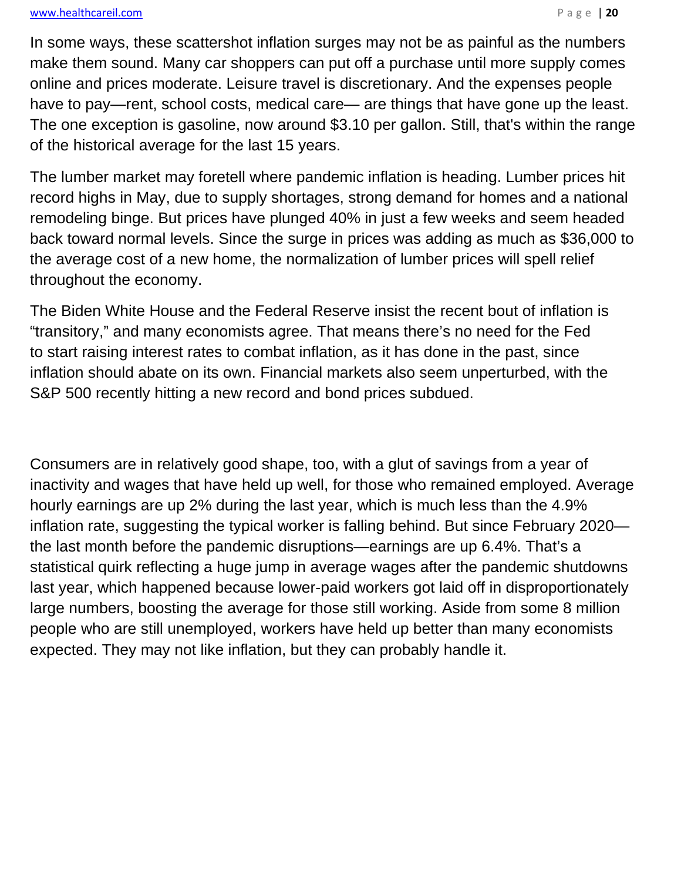In some ways, these scattershot inflation surges may not be as painful as the numbers make them sound. Many car shoppers can put off a purchase until more supply comes online and prices moderate. Leisure travel is discretionary. And the expenses people have to pay—rent, school costs, medical care— are things that have gone up the least. The one exception is gasoline, now around $3.10 per gallon. Still, that's within the range of the historical average for the last 15 years.

The lumber market may foretell where pandemic inflation is heading. Lumber prices hit record highs in May, due to supply shortages, strong demand for homes and a national remodeling binge. But prices have plunged 40% in just a few weeks and seem headed back toward normal levels. Since the surge in prices was adding as much as $36,000 to the average cost of a new home, the normalization of lumber prices will spell relief throughout the economy.

The Biden White House and the Federal Reserve insist the recent bout of inflation is "transitory," and many economists agree. That means there's no need for the Fed to start raising interest rates to combat inflation, as it has done in the past, since inflation should abate on its own. Financial markets also seem unperturbed, with the S&P 500 recently hitting a new record and bond prices subdued.

Consumers are in relatively good shape, too, with a glut of savings from a year of inactivity and wages that have held up well, for those who remained employed. Average hourly earnings are up 2% during the last year, which is much less than the 4.9% inflation rate, suggesting the typical worker is falling behind. But since February 2020—the last month before the pandemic disruptions—earnings are up 6.4%. That's a statistical quirk reflecting a huge jump in average wages after the pandemic shutdowns last year, which happened because lower-paid workers got laid off in disproportionately large numbers, boosting the average for those still working. Aside from some 8 million people who are still unemployed, workers have held up better than many economists expected. They may not like inflation, but they can probably handle it.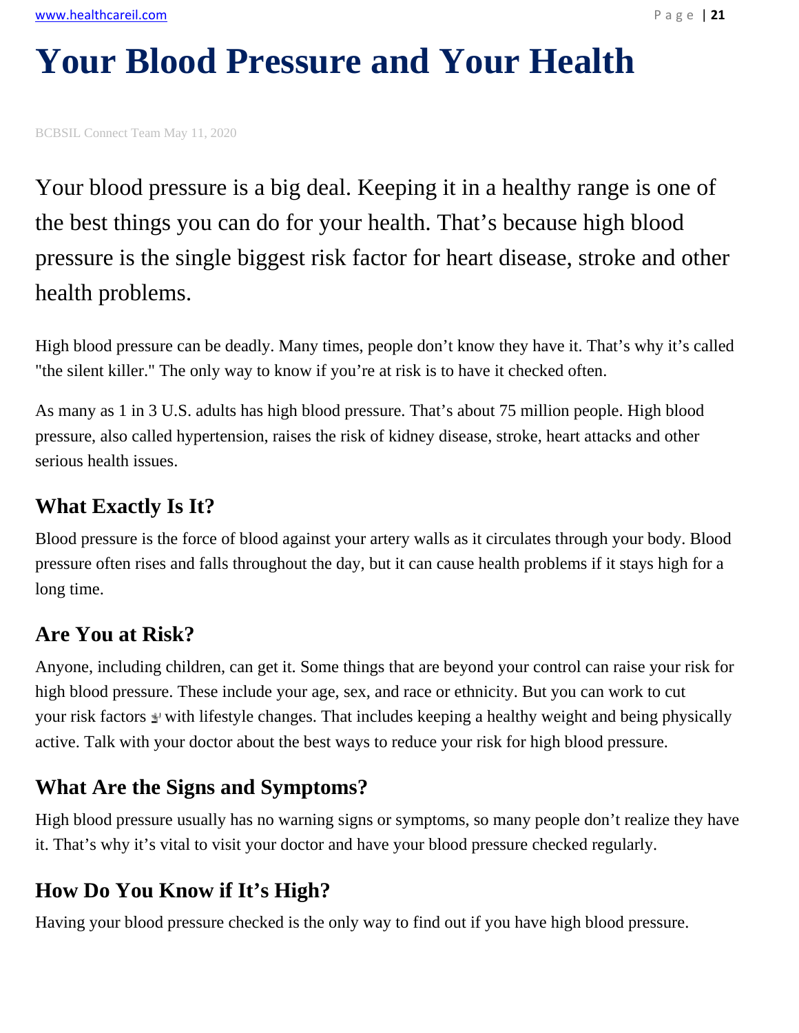# Your Blood Pressure and Your Health

BCBSIL Connect Team May 11, 2020

Your blood pressure is a big deal. Keeping it in a healthy range is one of the best things you can do for your health. That's because high blood pressure is the single biggest risk factor for heart disease, stroke and other health problems.

High blood pressure can be deadly. Many times, people don't know they have it. That's why it's called "the silent killer." The only way to know if you're at risk is to have it checked often.

As many as 1 in 3 U.S. adults has high blood pressure. That's about 75 million people. High blood pressure, also called hypertension, raises the risk of kidney disease, stroke, heart attacks and other serious health issues.

## What Exactly Is It?

Blood pressure is the force of blood against your artery walls as it circulates through your body. Blood pressure often rises and falls throughout the day, but it can cause health problems if it stays high for a long time.

## Are You at Risk?

Anyone, including children, can get it. Some things that are beyond your control can raise your risk for high blood pressure. These include your age, sex, and race or ethnicity. But you can work to cut your risk factors with lifestyle changes. That includes keeping a healthy weight and being physically active. Talk with your doctor about the best ways to reduce your risk for high blood pressure.

## What Are the Signs and Symptoms?

High blood pressure usually has no warning signs or symptoms, so many people don't realize they have it. That's why it's vital to visit your doctor and have your blood pressure checked regularly.

## How Do You Know if It's High?

Having your blood pressure checked is the only way to find out if you have high blood pressure.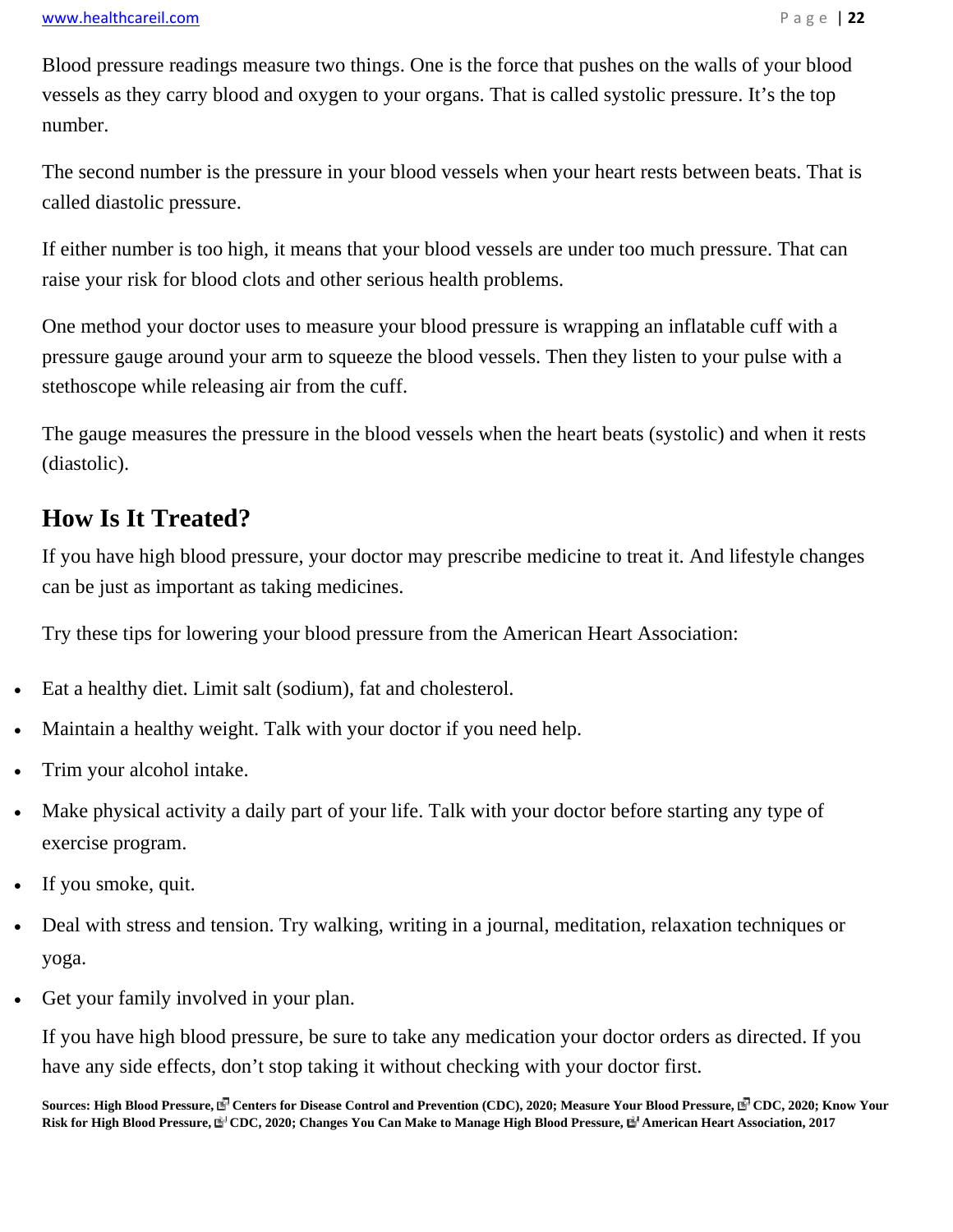Blood pressure readings measure two things. One is the force that pushes on the walls of your blood vessels as they carry blood and oxygen to your organs. That is called systolic pressure. It's the top number.

The second number is the pressure in your blood vessels when your heart rests between beats. That is called diastolic pressure.

If either number is too high, it means that your blood vessels are under too much pressure. That can raise your risk for blood clots and other serious health problems.

One method your doctor uses to measure your blood pressure is wrapping an inflatable cuff with a pressure gauge around your arm to squeeze the blood vessels. Then they listen to your pulse with a stethoscope while releasing air from the cuff.

The gauge measures the pressure in the blood vessels when the heart beats (systolic) and when it rests (diastolic).

## How Is It Treated?

If you have high blood pressure, your doctor may prescribe medicine to treat it. And lifestyle changes can be just as important as taking medicines.

Try these tips for lowering your blood pressure from the American Heart Association:

- Eat a healthy diet. Limit salt (sodium), fat and cholesterol.
- Maintain a healthy weight. Talk with your doctor if you need help.
- Trim your alcohol intake.
- Make physical activity a daily part of your life. Talk with your doctor before starting any type of exercise program.
- If you smoke, quit.
- Deal with stress and tension. Try walking, writing in a journal, meditation, relaxation techniques or yoga.
- Get your family involved in your plan.

If you have high blood pressure, be sure to take any medication your doctor orders as directed. If you have any side effects, don't stop taking it without checking with your doctor first.

**Sources: High Blood Pressure, Centers for Disease Control and Prevention (CDC), 2020; Measure Your Blood Pressure, CDC, 2020; Know Your Risk for High Blood Pressure, CDC, 2020; Changes You Can Make to Manage High Blood Pressure, American Heart Association, 2017**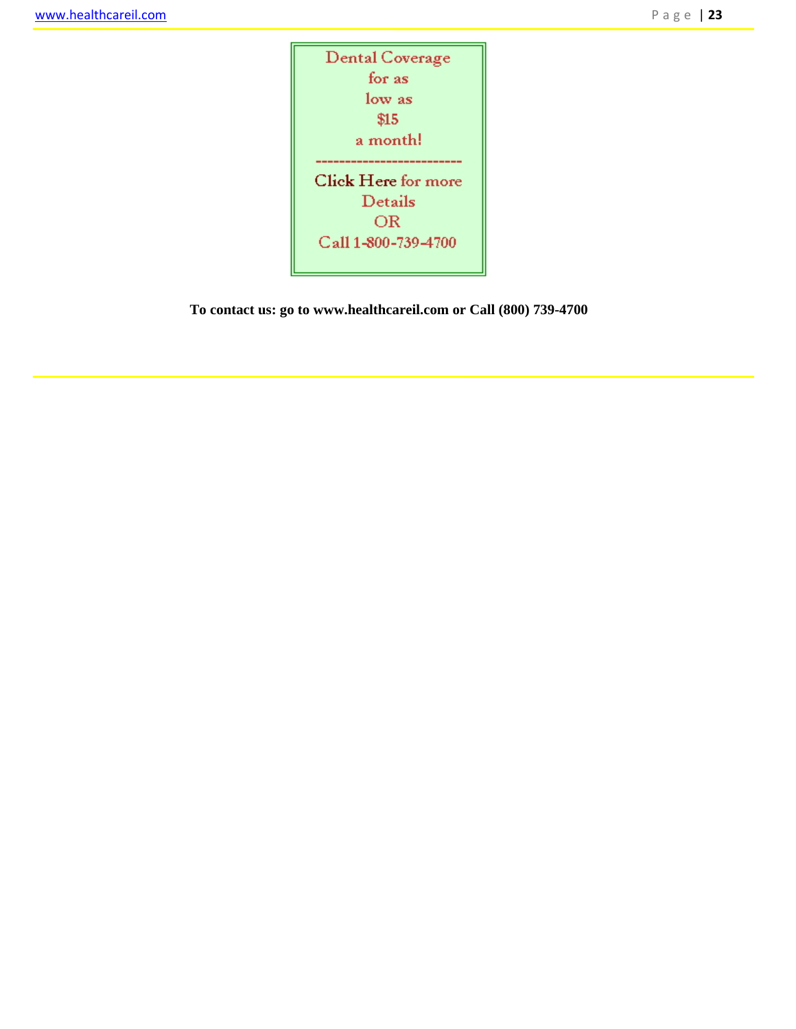Dental Coverage
for as
low as
$15
a month!

------------------------

Click Here for more
Details
OR
Call 1-800-739-4700

**To contact us: go to www.healthcareil.com or Call (800) 739-4700**